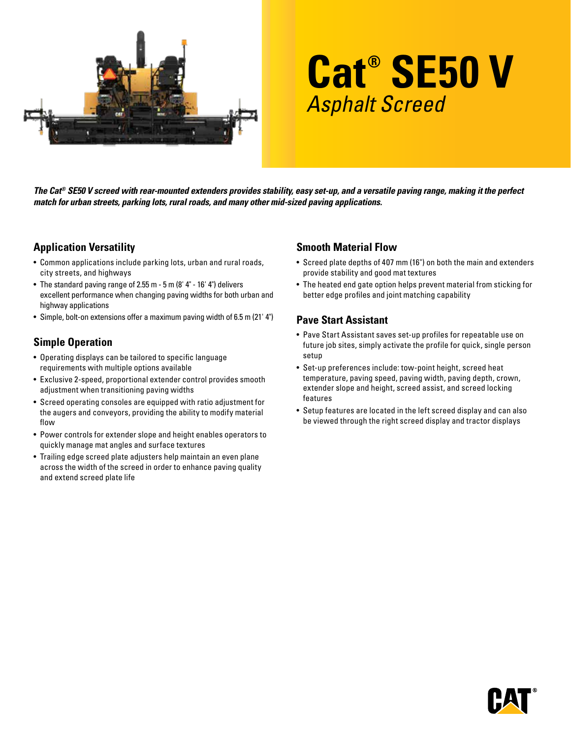# Cat® SE50 V

*Asphalt Screed*

***The Cat® SE50 V screed with rear-mounted extenders provides stability, easy set-up, and a versatile paving range, making it the perfect match for urban streets, parking lots, rural roads, and many other mid-sized paving applications.***

## Application Versatility

- Common applications include parking lots, urban and rural roads, city streets, and highways
- The standard paving range of 2.55 m - 5 m (8' 4" - 16' 4") delivers excellent performance when changing paving widths for both urban and highway applications
- Simple, bolt-on extensions offer a maximum paving width of 6.5 m (21' 4")

## Simple Operation

- Operating displays can be tailored to specific language requirements with multiple options available
- Exclusive 2-speed, proportional extender control provides smooth adjustment when transitioning paving widths
- Screed operating consoles are equipped with ratio adjustment for the augers and conveyors, providing the ability to modify material flow
- Power controls for extender slope and height enables operators to quickly manage mat angles and surface textures
- Trailing edge screed plate adjusters help maintain an even plane across the width of the screed in order to enhance paving quality and extend screed plate life

## Smooth Material Flow

- Screed plate depths of 407 mm (16") on both the main and extenders provide stability and good mat textures
- The heated end gate option helps prevent material from sticking for better edge profiles and joint matching capability

## Pave Start Assistant

- Pave Start Assistant saves set-up profiles for repeatable use on future job sites, simply activate the profile for quick, single person setup
- Set-up preferences include: tow-point height, screed heat temperature, paving speed, paving width, paving depth, crown, extender slope and height, screed assist, and screed locking features
- Setup features are located in the left screed display and can also be viewed through the right screed display and tractor displays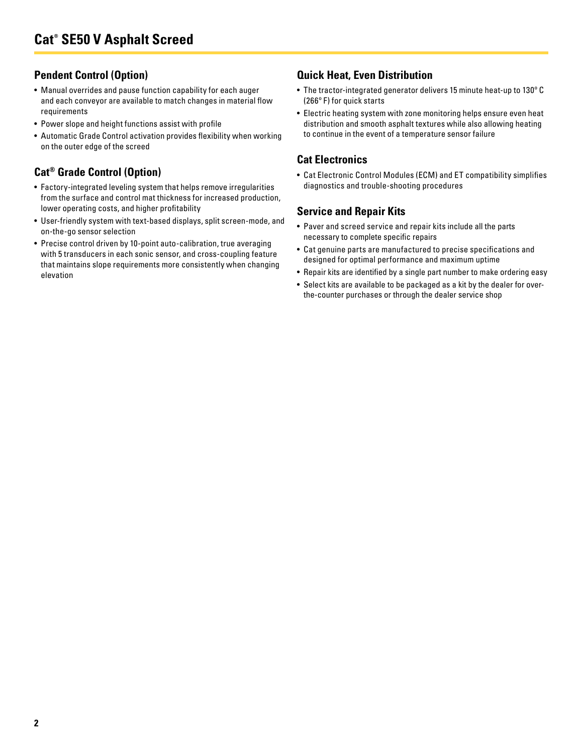# Cat® SE50 V Asphalt Screed

## Pendent Control (Option)

- Manual overrides and pause function capability for each auger and each conveyor are available to match changes in material flow requirements
- Power slope and height functions assist with profile
- Automatic Grade Control activation provides flexibility when working on the outer edge of the screed

## Cat® Grade Control (Option)

- Factory-integrated leveling system that helps remove irregularities from the surface and control mat thickness for increased production, lower operating costs, and higher profitability
- User-friendly system with text-based displays, split screen-mode, and on-the-go sensor selection
- Precise control driven by 10-point auto-calibration, true averaging with 5 transducers in each sonic sensor, and cross-coupling feature that maintains slope requirements more consistently when changing elevation

## Quick Heat, Even Distribution

- The tractor-integrated generator delivers 15 minute heat-up to 130º C (266º F) for quick starts
- Electric heating system with zone monitoring helps ensure even heat distribution and smooth asphalt textures while also allowing heating to continue in the event of a temperature sensor failure

## Cat Electronics

- Cat Electronic Control Modules (ECM) and ET compatibility simplifies diagnostics and trouble-shooting procedures

## Service and Repair Kits

- Paver and screed service and repair kits include all the parts necessary to complete specific repairs
- Cat genuine parts are manufactured to precise specifications and designed for optimal performance and maximum uptime
- Repair kits are identified by a single part number to make ordering easy
- Select kits are available to be packaged as a kit by the dealer for over-the-counter purchases or through the dealer service shop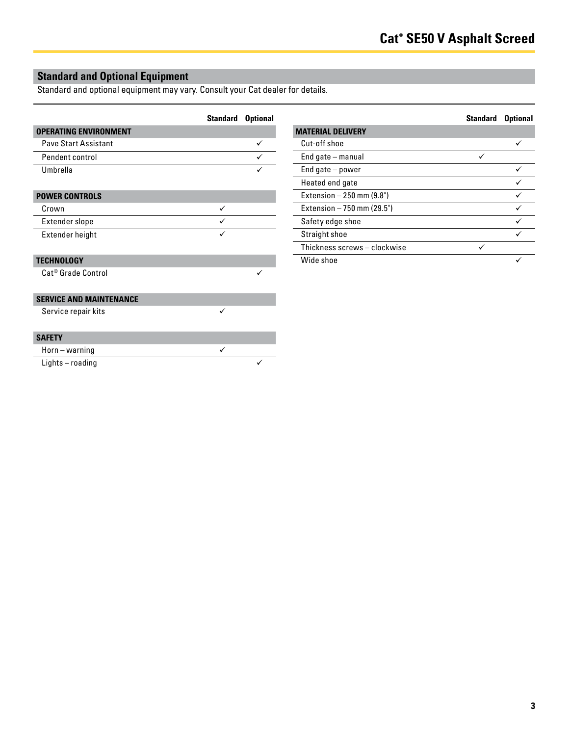## Standard and Optional Equipment

Standard and optional equipment may vary. Consult your Cat dealer for details.

| | Standard | Optional |
|---|---|---|
| **OPERATING ENVIRONMENT** | | |
| Pave Start Assistant | | ✓ |
| Pendent control | | ✓ |
| Umbrella | | ✓ |
| **POWER CONTROLS** | | |
| Crown | ✓ | |
| Extender slope | ✓ | |
| Extender height | ✓ | |
| **TECHNOLOGY** | | |
| Cat® Grade Control | | ✓ |
| **SERVICE AND MAINTENANCE** | | |
| Service repair kits | ✓ | |
| **SAFETY** | | |
| Horn – warning | ✓ | |
| Lights – roading | | ✓ |

| | Standard | Optional |
|---|---|---|
| **MATERIAL DELIVERY** | | |
| Cut-off shoe | | ✓ |
| End gate – manual | ✓ | |
| End gate – power | | ✓ |
| Heated end gate | | ✓ |
| Extension – 250 mm (9.8") | | ✓ |
| Extension – 750 mm (29.5") | | ✓ |
| Safety edge shoe | | ✓ |
| Straight shoe | | ✓ |
| Thickness screws – clockwise | ✓ | |
| Wide shoe | | ✓ |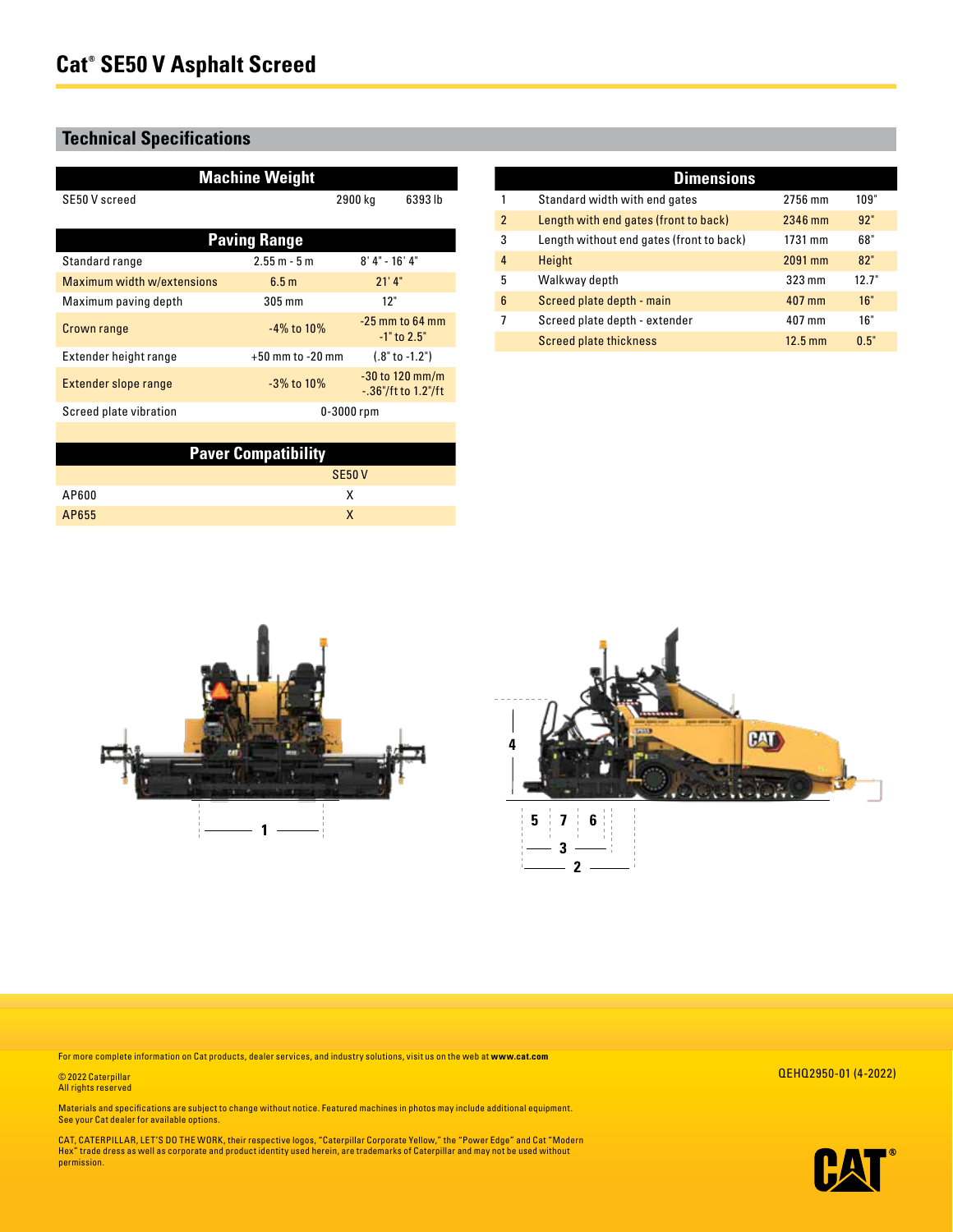# Cat® SE50 V Asphalt Screed

## Technical Specifications

| Machine Weight | | |
|---|---|---|
| SE50 V screed | 2900 kg | 6393 lb |

| Paving Range | | |
|---|---|---|
| Standard range | 2.55 m - 5 m | 8' 4" - 16' 4" |
| Maximum width w/extensions | 6.5 m | 21' 4" |
| Maximum paving depth | 305 mm | 12" |
| Crown range | -4% to 10% | -25 mm to 64 mm -1" to 2.5" |
| Extender height range | +50 mm to -20 mm | (.8" to -1.2") |
| Extender slope range | -3% to 10% | -30 to 120 mm/m -.36"/ft to 1.2"/ft |
| Screed plate vibration | 0-3000 rpm | |

| Paver Compatibility | |
|---|---|
| | SE50 V |
| AP600 | X |
| AP655 | X |

| Dimensions | | | |
|---|---|---|---|
| 1 | Standard width with end gates | 2756 mm | 109" |
| 2 | Length with end gates (front to back) | 2346 mm | 92" |
| 3 | Length without end gates (front to back) | 1731 mm | 68" |
| 4 | Height | 2091 mm | 82" |
| 5 | Walkway depth | 323 mm | 12.7" |
| 6 | Screed plate depth - main | 407 mm | 16" |
| 7 | Screed plate depth - extender | 407 mm | 16" |
| | Screed plate thickness | 12.5 mm | 0.5" |

1

4

5 7 6

3

2

For more complete information on Cat products, dealer services, and industry solutions, visit us on the web at **www.cat.com**

© 2022 Caterpillar
All rights reserved

QEHQ2950-01 (4-2022)

Materials and specifications are subject to change without notice. Featured machines in photos may include additional equipment. See your Cat dealer for available options.

CAT, CATERPILLAR, LET'S DO THE WORK, their respective logos, "Caterpillar Corporate Yellow," the "Power Edge" and Cat "Modern Hex" trade dress as well as corporate and product identity used herein, are trademarks of Caterpillar and may not be used without permission.